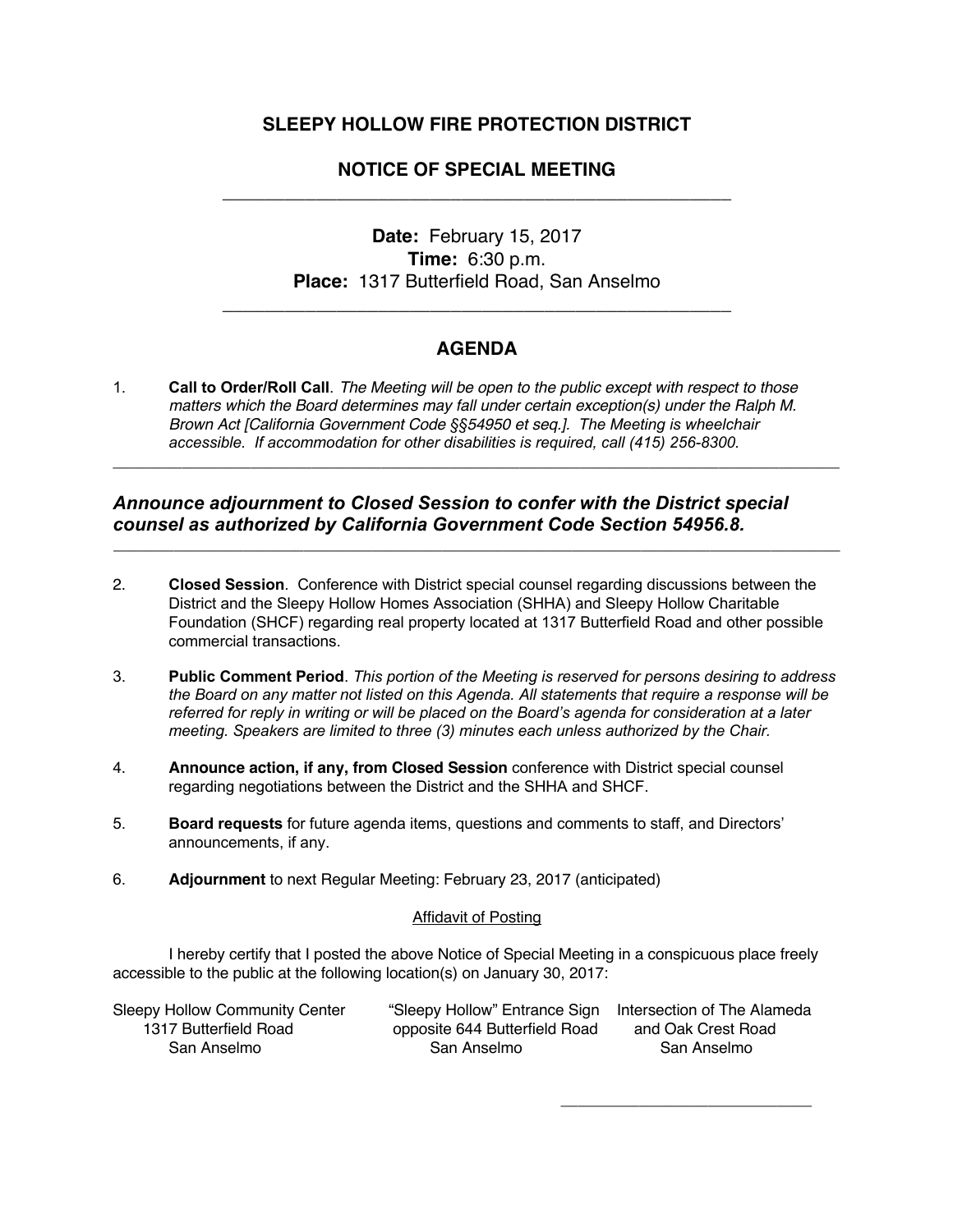# SLEEPY HOLLOW FIRE PROTECTION DISTRICT

## NOTICE OF SPECIAL MEETING

---

**Date:** February 15, 2017
**Time:** 6:30 p.m.
**Place:** 1317 Butterfield Road, San Anselmo

---

## AGENDA

1. **Call to Order/Roll Call**. *The Meeting will be open to the public except with respect to those matters which the Board determines may fall under certain exception(s) under the Ralph M. Brown Act [California Government Code §§54950 et seq.]. The Meeting is wheelchair accessible. If accommodation for other disabilities is required, call (415) 256-8300.*

---

***Announce adjournment to Closed Session to confer with the District special counsel as authorized by California Government Code Section 54956.8.***

---

2. **Closed Session**. Conference with District special counsel regarding discussions between the District and the Sleepy Hollow Homes Association (SHHA) and Sleepy Hollow Charitable Foundation (SHCF) regarding real property located at 1317 Butterfield Road and other possible commercial transactions.

3. **Public Comment Period**. *This portion of the Meeting is reserved for persons desiring to address the Board on any matter not listed on this Agenda. All statements that require a response will be referred for reply in writing or will be placed on the Board's agenda for consideration at a later meeting. Speakers are limited to three (3) minutes each unless authorized by the Chair.*

4. **Announce action, if any, from Closed Session** conference with District special counsel regarding negotiations between the District and the SHHA and SHCF.

5. **Board requests** for future agenda items, questions and comments to staff, and Directors' announcements, if any.

6. **Adjournment** to next Regular Meeting: February 23, 2017 (anticipated)

<u>Affidavit of Posting</u>

I hereby certify that I posted the above Notice of Special Meeting in a conspicuous place freely accessible to the public at the following location(s) on January 30, 2017:

Sleepy Hollow Community Center
1317 Butterfield Road
San Anselmo

"Sleepy Hollow" Entrance Sign
opposite 644 Butterfield Road
San Anselmo

Intersection of The Alameda
and Oak Crest Road
San Anselmo

\_\_\_\_\_\_\_\_\_\_\_\_\_\_\_\_\_\_\_\_\_\_\_\_\_\_\_\_\_\_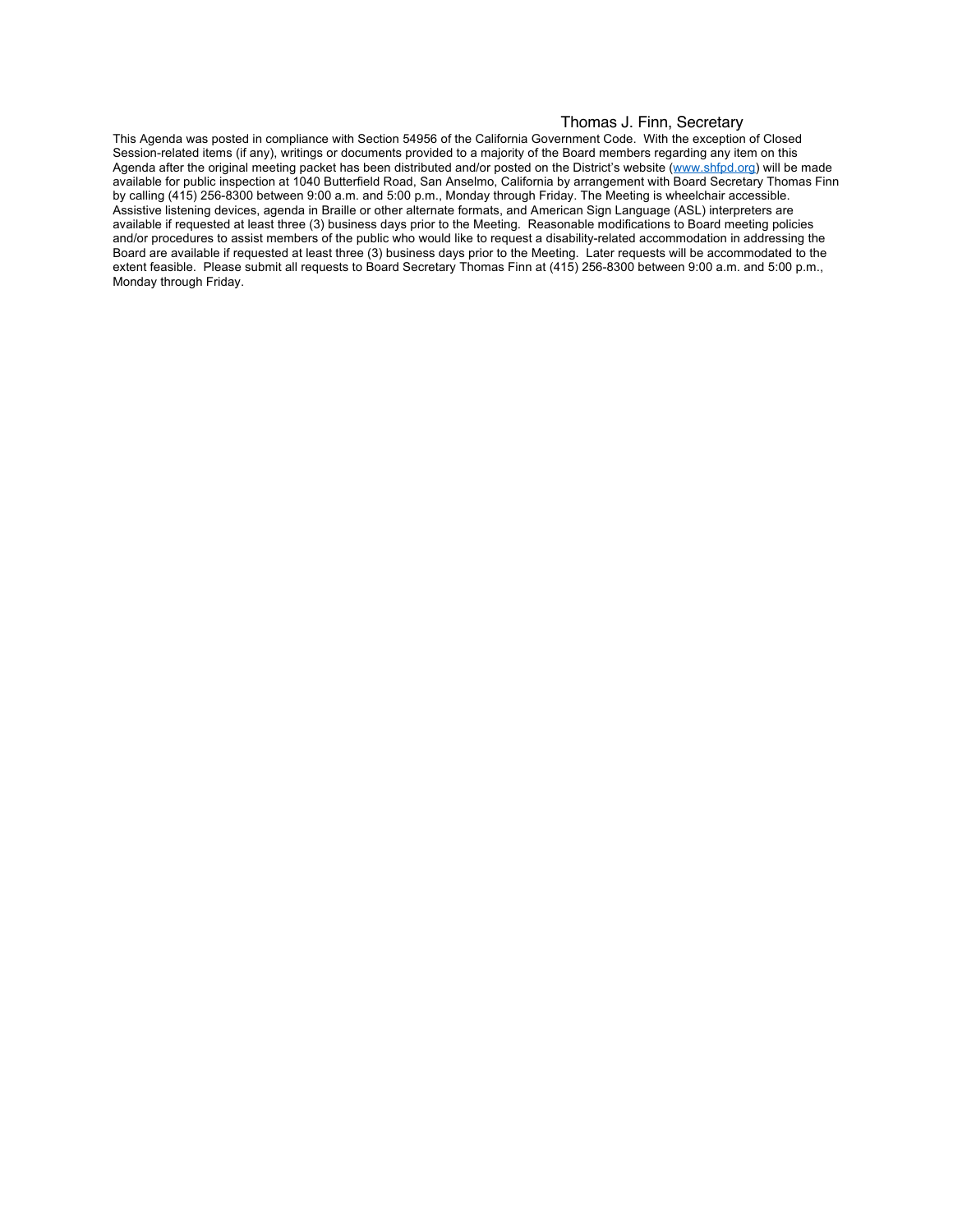Thomas J. Finn, Secretary

This Agenda was posted in compliance with Section 54956 of the California Government Code. With the exception of Closed Session-related items (if any), writings or documents provided to a majority of the Board members regarding any item on this Agenda after the original meeting packet has been distributed and/or posted on the District's website (www.shfpd.org) will be made available for public inspection at 1040 Butterfield Road, San Anselmo, California by arrangement with Board Secretary Thomas Finn by calling (415) 256-8300 between 9:00 a.m. and 5:00 p.m., Monday through Friday. The Meeting is wheelchair accessible. Assistive listening devices, agenda in Braille or other alternate formats, and American Sign Language (ASL) interpreters are available if requested at least three (3) business days prior to the Meeting. Reasonable modifications to Board meeting policies and/or procedures to assist members of the public who would like to request a disability-related accommodation in addressing the Board are available if requested at least three (3) business days prior to the Meeting. Later requests will be accommodated to the extent feasible. Please submit all requests to Board Secretary Thomas Finn at (415) 256-8300 between 9:00 a.m. and 5:00 p.m., Monday through Friday.